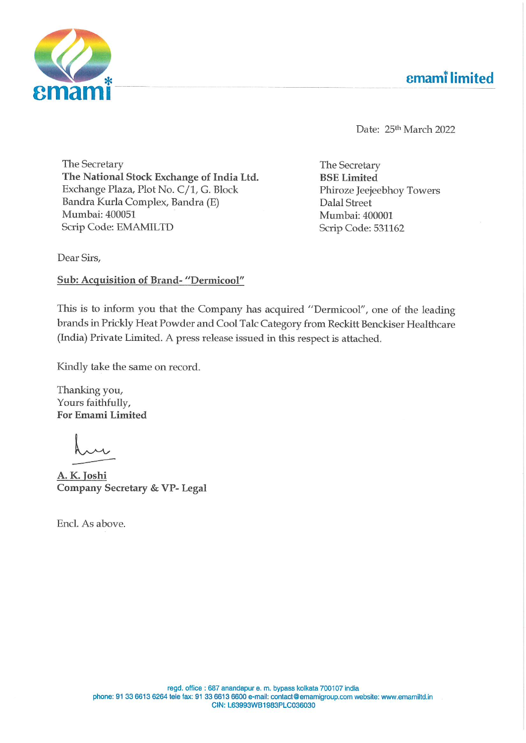emami limited

Date: 25th March 2022

The Secretary
**The National Stock Exchange of India Ltd.**
Exchange Plaza, Plot No. C/1, G. Block
Bandra Kurla Complex, Bandra (E)
Mumbai: 400051
Scrip Code: EMAMILTD

The Secretary
**BSE Limited**
Phiroze Jeejeebhoy Towers
Dalal Street
Mumbai: 400001
Scrip Code: 531162

Dear Sirs,

**Sub: Acquisition of Brand- "Dermicool"**

This is to inform you that the Company has acquired "Dermicool", one of the leading brands in Prickly Heat Powder and Cool Talc Category from Reckitt Benckiser Healthcare (India) Private Limited. A press release issued in this respect is attached.

Kindly take the same on record.

Thanking you,
Yours faithfully,
**For Emami Limited**

**A. K. Joshi**
**Company Secretary & VP- Legal**

Encl. As above.

regd. office : 687 anandapur e. m. bypass kolkata 700107 india
phone: 91 33 6613 6264 tele fax: 91 33 6613 6600 e-mail: contact@emamigroup.com website: www.emamiltd.in
CIN: L63993WB1983PLC036030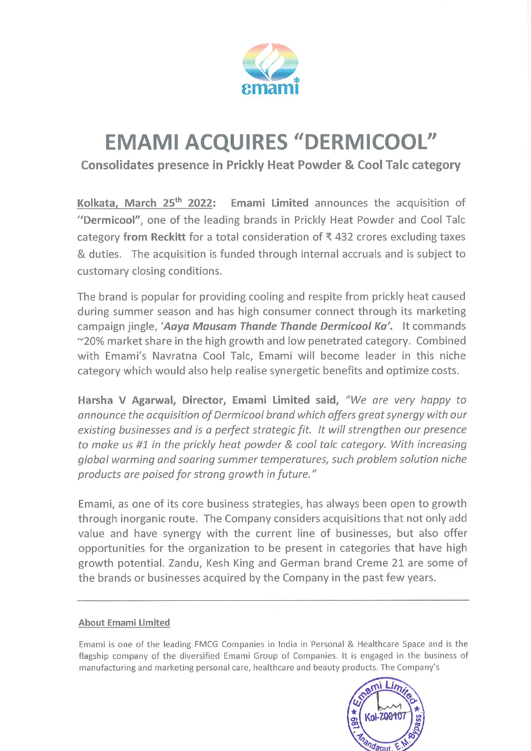# EMAMI ACQUIRES "DERMICOOL"

## Consolidates presence in Prickly Heat Powder & Cool Talc category

**Kolkata, March 25th 2022:** **Emami Limited** announces the acquisition of "**Dermicool**", one of the leading brands in Prickly Heat Powder and Cool Talc category **from Reckitt** for a total consideration of ₹ 432 crores excluding taxes & duties. The acquisition is funded through internal accruals and is subject to customary closing conditions.

The brand is popular for providing cooling and respite from prickly heat caused during summer season and has high consumer connect through its marketing campaign jingle, ***'Aaya Mausam Thande Thande Dermicool Ka'.*** It commands ~20% market share in the high growth and low penetrated category. Combined with Emami's Navratna Cool Talc, Emami will become leader in this niche category which would also help realise synergetic benefits and optimize costs.

**Harsha V Agarwal, Director, Emami Limited said,** *"We are very happy to announce the acquisition of Dermicool brand which offers great synergy with our existing businesses and is a perfect strategic fit. It will strengthen our presence to make us #1 in the prickly heat powder & cool talc category. With increasing global warming and soaring summer temperatures, such problem solution niche products are poised for strong growth in future."*

Emami, as one of its core business strategies, has always been open to growth through inorganic route. The Company considers acquisitions that not only add value and have synergy with the current line of businesses, but also offer opportunities for the organization to be present in categories that have high growth potential. Zandu, Kesh King and German brand Creme 21 are some of the brands or businesses acquired by the Company in the past few years.

---

**About Emami Limited**

Emami is one of the leading FMCG Companies in India in Personal & Healthcare Space and is the flagship company of the diversified Emami Group of Companies. It is engaged in the business of manufacturing and marketing personal care, healthcare and beauty products. The Company's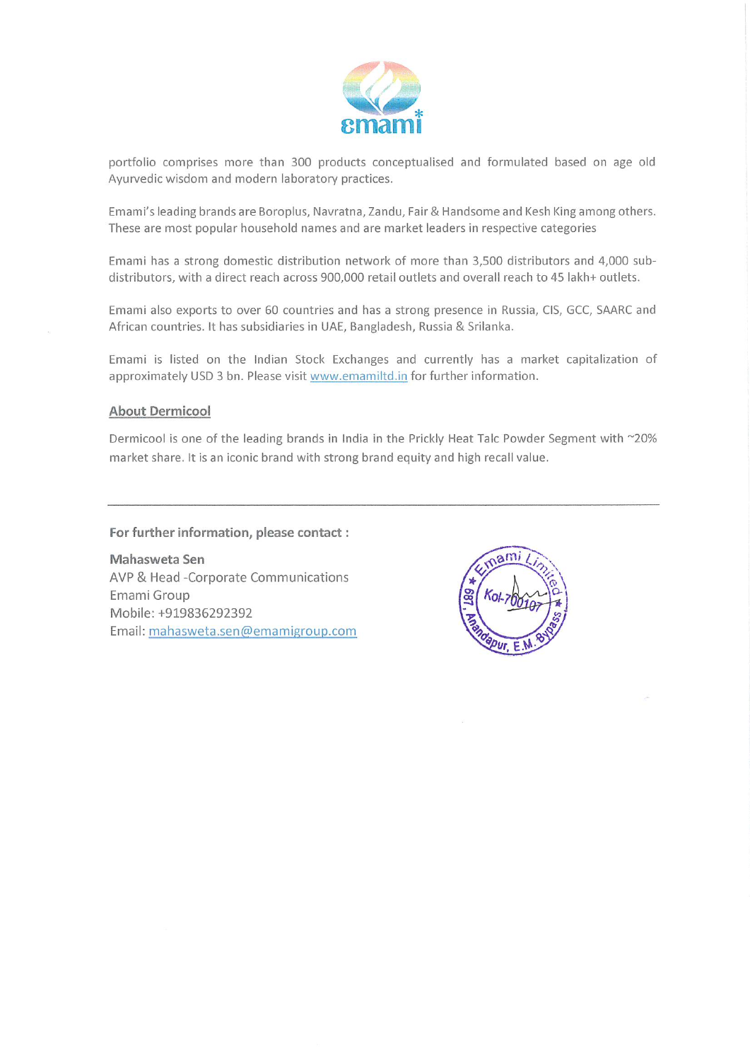portfolio comprises more than 300 products conceptualised and formulated based on age old Ayurvedic wisdom and modern laboratory practices.

Emami's leading brands are Boroplus, Navratna, Zandu, Fair & Handsome and Kesh King among others. These are most popular household names and are market leaders in respective categories

Emami has a strong domestic distribution network of more than 3,500 distributors and 4,000 sub-distributors, with a direct reach across 900,000 retail outlets and overall reach to 45 lakh+ outlets.

Emami also exports to over 60 countries and has a strong presence in Russia, CIS, GCC, SAARC and African countries. It has subsidiaries in UAE, Bangladesh, Russia & Srilanka.

Emami is listed on the Indian Stock Exchanges and currently has a market capitalization of approximately USD 3 bn. Please visit www.emamiltd.in for further information.

## About Dermicool

Dermicool is one of the leading brands in India in the Prickly Heat Talc Powder Segment with ~20% market share. It is an iconic brand with strong brand equity and high recall value.

---

**For further information, please contact :**

**Mahasweta Sen**
AVP & Head -Corporate Communications
Emami Group
Mobile: +919836292392
Email: mahasweta.sen@emamigroup.com